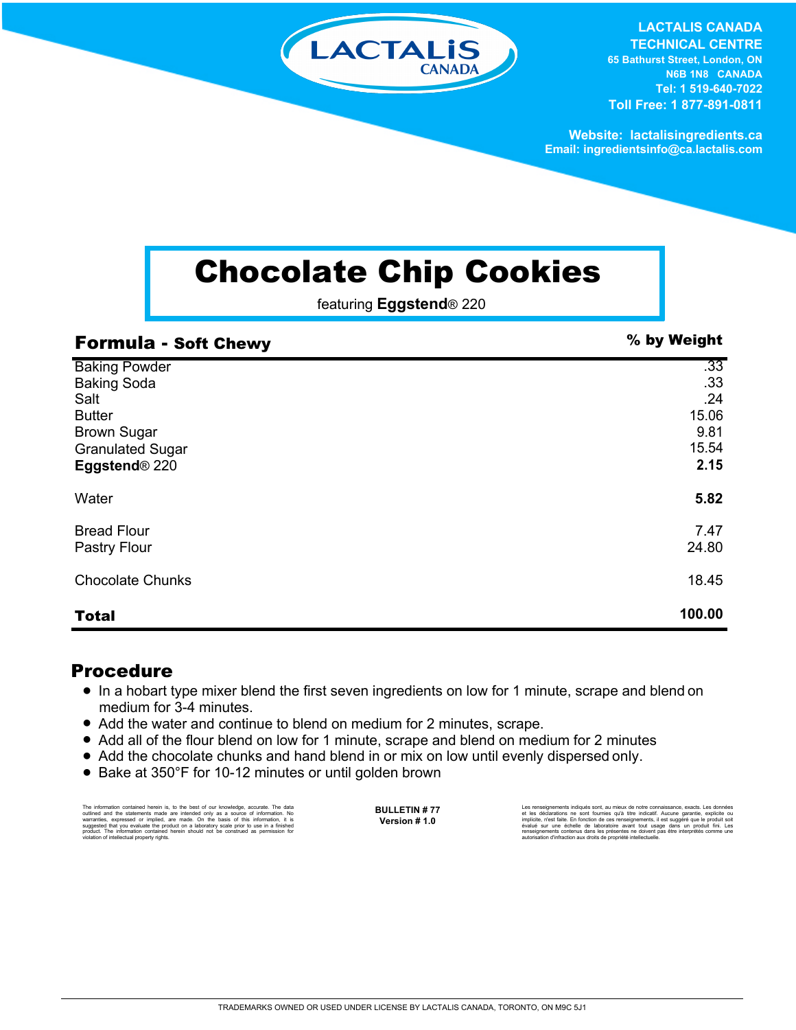LACTALIS CANADA

**LACTALIS CANADA**
**TECHNICAL CENTRE**
65 Bathurst Street, London, ON
N6B 1N8 CANADA
Tel: 1 519-640-7022
Toll Free: 1 877-891-0811

Website: lactalisingredients.ca
Email: ingredientsinfo@ca.lactalis.com

# Chocolate Chip Cookies

featuring **Eggstend**® 220

| **Formula - Soft Chewy** | **% by Weight** |
|---|---|
| Baking Powder | .33 |
| Baking Soda | .33 |
| Salt | .24 |
| Butter | 15.06 |
| Brown Sugar | 9.81 |
| Granulated Sugar | 15.54 |
| **Eggstend**® 220 | **2.15** |
| Water | **5.82** |
| Bread Flour | 7.47 |
| Pastry Flour | 24.80 |
| Chocolate Chunks | 18.45 |
| **Total** | **100.00** |

## Procedure

- In a hobart type mixer blend the first seven ingredients on low for 1 minute, scrape and blend on medium for 3-4 minutes.
- Add the water and continue to blend on medium for 2 minutes, scrape.
- Add all of the flour blend on low for 1 minute, scrape and blend on medium for 2 minutes
- Add the chocolate chunks and hand blend in or mix on low until evenly dispersed only.
- Bake at 350°F for 10-12 minutes or until golden brown

The information contained herein is, to the best of our knowledge, accurate. The data outlined and the statements made are intended only as a source of information. No warranties, expressed or implied, are made. On the basis of this information, it is suggested that you evaluate the product on a laboratory scale prior to use in a finished product. The information contained herein should not be construed as permission for violation of intellectual property rights.

**BULLETIN # 77**
**Version # 1.0**

Les renseignements indiqués sont, au mieux de notre connaissance, exacts. Les données et les déclarations ne sont fournies qu'à titre indicatif. Aucune garantie, explicite ou implicite, n'est faite. En fonction de ces renseignements, il est suggéré que le produit soit évalué sur une échelle de laboratoire avant tout usage dans un produit fini. Les renseignements contenus dans les présentes ne doivent pas être interprétés comme une autorisation d'infraction aux droits de propriété intellectuelle.

TRADEMARKS OWNED OR USED UNDER LICENSE BY LACTALIS CANADA, TORONTO, ON M9C 5J1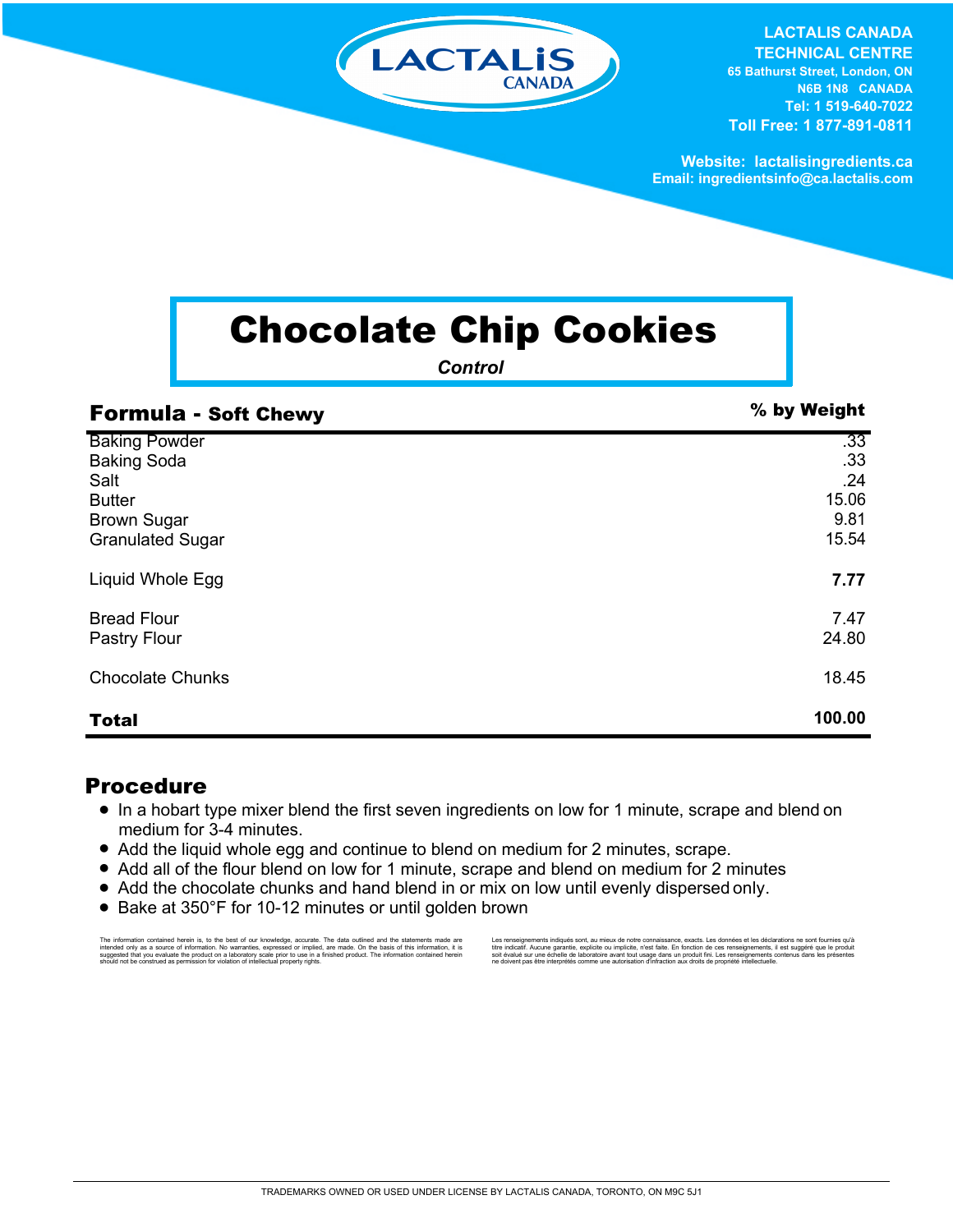LACTALIS CANADA
TECHNICAL CENTRE
65 Bathurst Street, London, ON
N6B 1N8 CANADA
Tel: 1 519-640-7022
Toll Free: 1 877-891-0811

Website: lactalisingredients.ca
Email: ingredientsinfo@ca.lactalis.com

# Chocolate Chip Cookies

*Control*

| Formula - Soft Chewy | % by Weight |
|---|---|
| Baking Powder | .33 |
| Baking Soda | .33 |
| Salt | .24 |
| Butter | 15.06 |
| Brown Sugar | 9.81 |
| Granulated Sugar | 15.54 |
| Liquid Whole Egg | **7.77** |
| Bread Flour | 7.47 |
| Pastry Flour | 24.80 |
| Chocolate Chunks | 18.45 |
| **Total** | **100.00** |

## Procedure

- In a hobart type mixer blend the first seven ingredients on low for 1 minute, scrape and blend on medium for 3-4 minutes.
- Add the liquid whole egg and continue to blend on medium for 2 minutes, scrape.
- Add all of the flour blend on low for 1 minute, scrape and blend on medium for 2 minutes
- Add the chocolate chunks and hand blend in or mix on low until evenly dispersed only.
- Bake at 350°F for 10-12 minutes or until golden brown

The information contained herein is, to the best of our knowledge, accurate. The data outlined and the statements made are intended only as a source of information. No warranties, expressed or implied, are made. On the basis of this information, it is suggested that you evaluate the product on a laboratory scale prior to use in a finished product. The information contained herein should not be construed as permission for violation of intellectual property rights.

Les renseignements indiqués sont, au mieux de notre connaissance, exacts. Les données et les déclarations ne sont fournies qu'à titre indicatif. Aucune garantie, explicite ou implicite, n'est faite. En fonction de ces renseignements, il est suggéré que le produit soit évalué sur une échelle de laboratoire avant tout usage dans un produit fini. Les renseignements contenus dans les présentes ne doivent pas être interprétés comme une autorisation d'infraction aux droits de propriété intellectuelle.

TRADEMARKS OWNED OR USED UNDER LICENSE BY LACTALIS CANADA, TORONTO, ON M9C 5J1